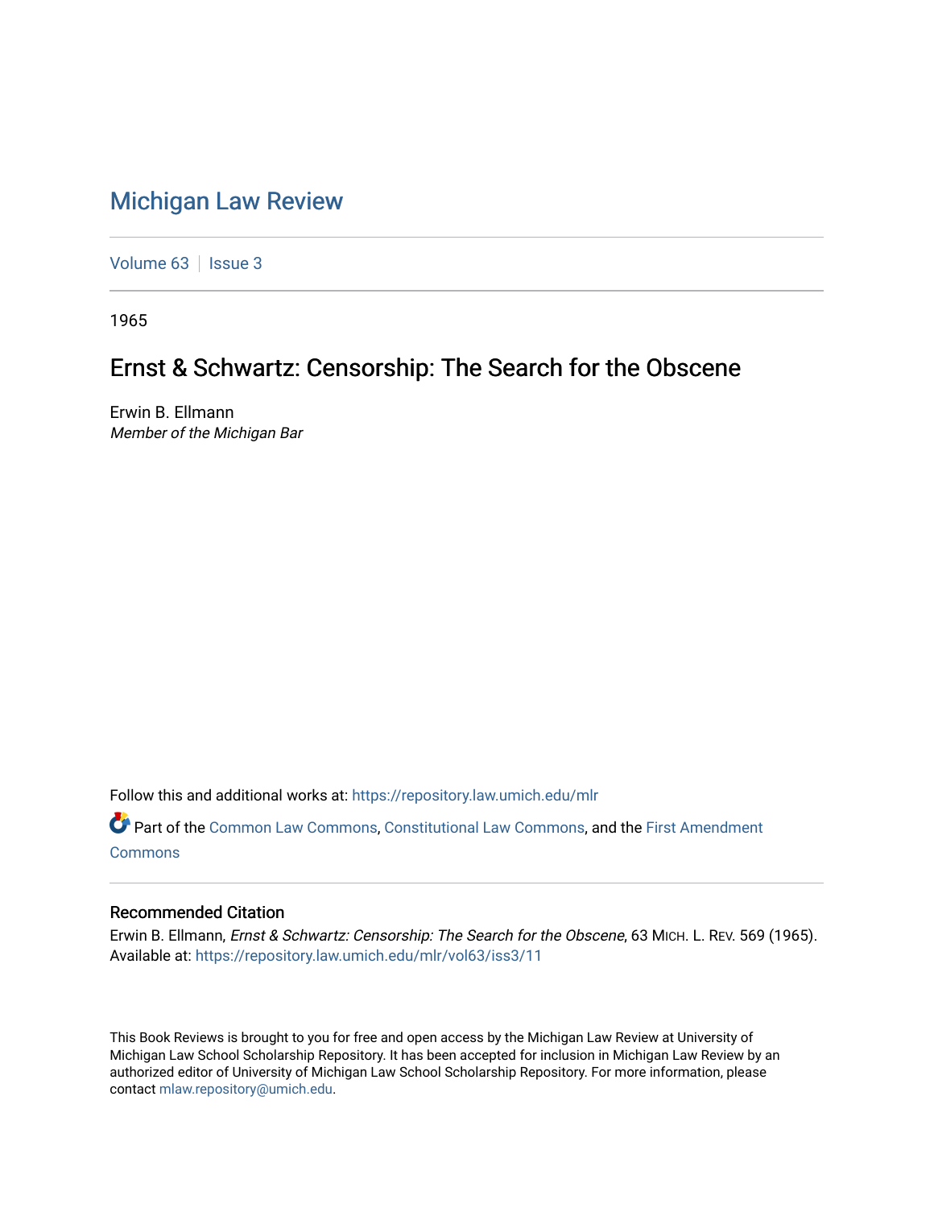# Michigan Law Review

Volume 63 | Issue 3

1965

## Ernst & Schwartz: Censorship: The Search for the Obscene

Erwin B. Ellmann
*Member of the Michigan Bar*

Follow this and additional works at: https://repository.law.umich.edu/mlr

Part of the Common Law Commons, Constitutional Law Commons, and the First Amendment Commons

### Recommended Citation

Erwin B. Ellmann, *Ernst & Schwartz: Censorship: The Search for the Obscene*, 63 MICH. L. REV. 569 (1965).
Available at: https://repository.law.umich.edu/mlr/vol63/iss3/11

This Book Reviews is brought to you for free and open access by the Michigan Law Review at University of Michigan Law School Scholarship Repository. It has been accepted for inclusion in Michigan Law Review by an authorized editor of University of Michigan Law School Scholarship Repository. For more information, please contact mlaw.repository@umich.edu.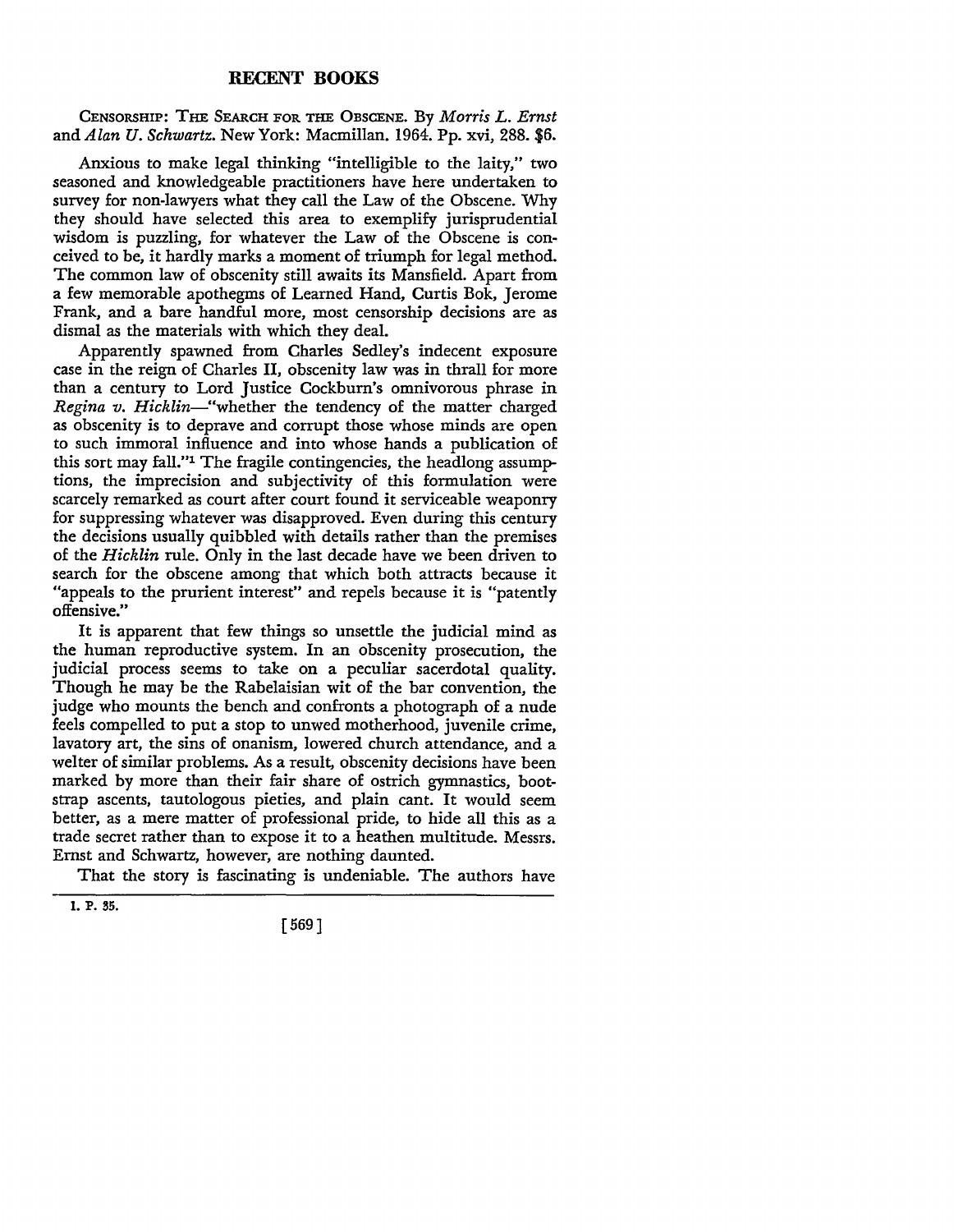## RECENT BOOKS

CENSORSHIP: THE SEARCH FOR THE OBSCENE. By *Morris L. Ernst* and *Alan U. Schwartz*. New York: Macmillan. 1964. Pp. xvi, 288. $6.

Anxious to make legal thinking "intelligible to the laity," two seasoned and knowledgeable practitioners have here undertaken to survey for non-lawyers what they call the Law of the Obscene. Why they should have selected this area to exemplify jurisprudential wisdom is puzzling, for whatever the Law of the Obscene is conceived to be, it hardly marks a moment of triumph for legal method. The common law of obscenity still awaits its Mansfield. Apart from a few memorable apothegms of Learned Hand, Curtis Bok, Jerome Frank, and a bare handful more, most censorship decisions are as dismal as the materials with which they deal.

Apparently spawned from Charles Sedley's indecent exposure case in the reign of Charles II, obscenity law was in thrall for more than a century to Lord Justice Cockburn's omnivorous phrase in *Regina v. Hicklin*—"whether the tendency of the matter charged as obscenity is to deprave and corrupt those whose minds are open to such immoral influence and into whose hands a publication of this sort may fall."[1] The fragile contingencies, the headlong assumptions, the imprecision and subjectivity of this formulation were scarcely remarked as court after court found it serviceable weaponry for suppressing whatever was disapproved. Even during this century the decisions usually quibbled with details rather than the premises of the *Hicklin* rule. Only in the last decade have we been driven to search for the obscene among that which both attracts because it "appeals to the prurient interest" and repels because it is "patently offensive."

It is apparent that few things so unsettle the judicial mind as the human reproductive system. In an obscenity prosecution, the judicial process seems to take on a peculiar sacerdotal quality. Though he may be the Rabelaisian wit of the bar convention, the judge who mounts the bench and confronts a photograph of a nude feels compelled to put a stop to unwed motherhood, juvenile crime, lavatory art, the sins of onanism, lowered church attendance, and a welter of similar problems. As a result, obscenity decisions have been marked by more than their fair share of ostrich gymnastics, bootstrap ascents, tautologous pieties, and plain cant. It would seem better, as a mere matter of professional pride, to hide all this as a trade secret rather than to expose it to a heathen multitude. Messrs. Ernst and Schwartz, however, are nothing daunted.

That the story is fascinating is undeniable. The authors have

1. P. 35.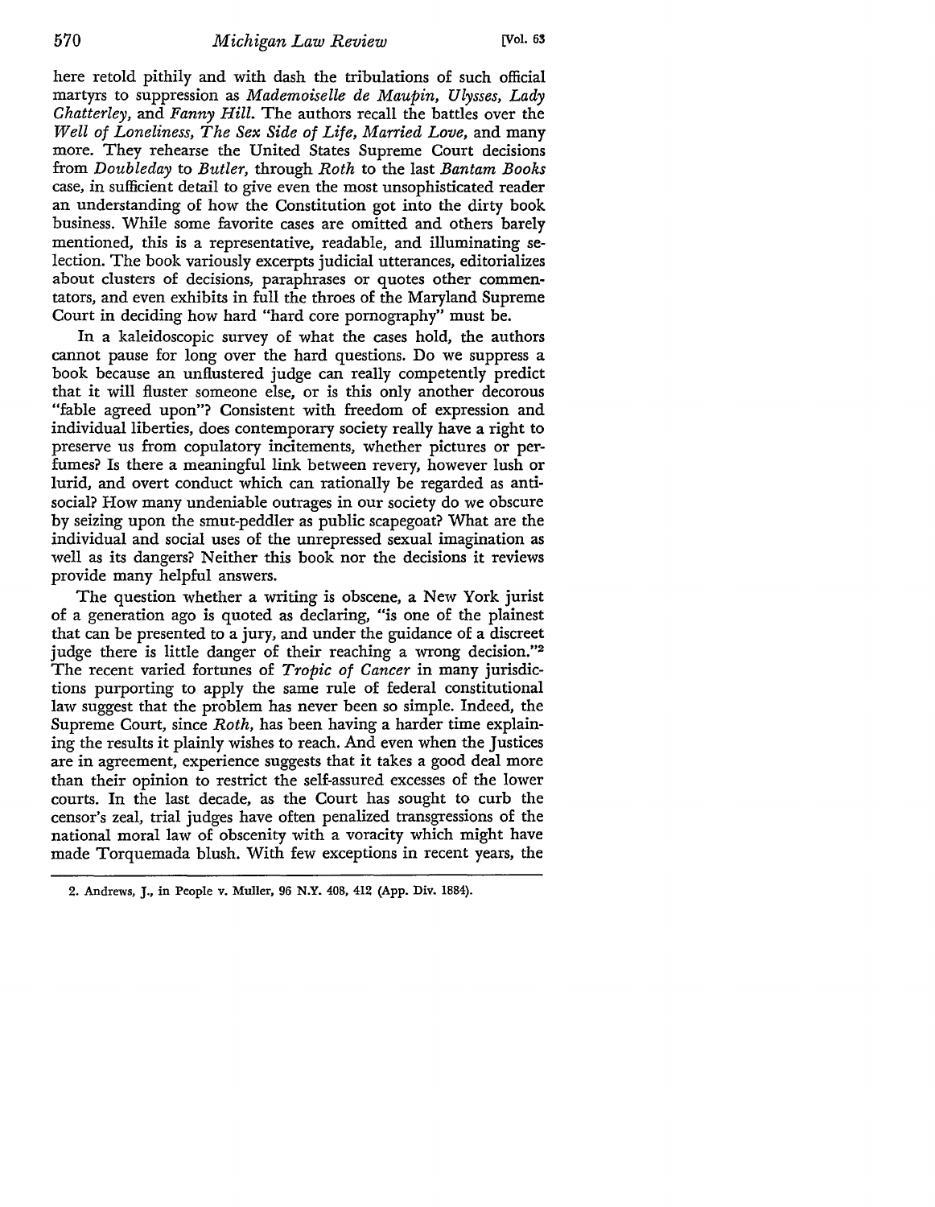here retold pithily and with dash the tribulations of such official martyrs to suppression as *Mademoiselle de Maupin, Ulysses, Lady Chatterley,* and *Fanny Hill.* The authors recall the battles over the *Well of Loneliness, The Sex Side of Life, Married Love,* and many more. They rehearse the United States Supreme Court decisions from *Doubleday* to *Butler,* through *Roth* to the last *Bantam Books* case, in sufficient detail to give even the most unsophisticated reader an understanding of how the Constitution got into the dirty book business. While some favorite cases are omitted and others barely mentioned, this is a representative, readable, and illuminating selection. The book variously excerpts judicial utterances, editorializes about clusters of decisions, paraphrases or quotes other commentators, and even exhibits in full the throes of the Maryland Supreme Court in deciding how hard "hard core pornography" must be.

In a kaleidoscopic survey of what the cases hold, the authors cannot pause for long over the hard questions. Do we suppress a book because an unflustered judge can really competently predict that it will fluster someone else, or is this only another decorous "fable agreed upon"? Consistent with freedom of expression and individual liberties, does contemporary society really have a right to preserve us from copulatory incitements, whether pictures or perfumes? Is there a meaningful link between revery, however lush or lurid, and overt conduct which can rationally be regarded as antisocial? How many undeniable outrages in our society do we obscure by seizing upon the smut-peddler as public scapegoat? What are the individual and social uses of the unrepressed sexual imagination as well as its dangers? Neither this book nor the decisions it reviews provide many helpful answers.

The question whether a writing is obscene, a New York jurist of a generation ago is quoted as declaring, "is one of the plainest that can be presented to a jury, and under the guidance of a discreet judge there is little danger of their reaching a wrong decision."[2] The recent varied fortunes of *Tropic of Cancer* in many jurisdictions purporting to apply the same rule of federal constitutional law suggest that the problem has never been so simple. Indeed, the Supreme Court, since *Roth,* has been having a harder time explaining the results it plainly wishes to reach. And even when the Justices are in agreement, experience suggests that it takes a good deal more than their opinion to restrict the self-assured excesses of the lower courts. In the last decade, as the Court has sought to curb the censor's zeal, trial judges have often penalized transgressions of the national moral law of obscenity with a voracity which might have made Torquemada blush. With few exceptions in recent years, the

2. Andrews, J., in People v. Muller, 96 N.Y. 408, 412 (App. Div. 1884).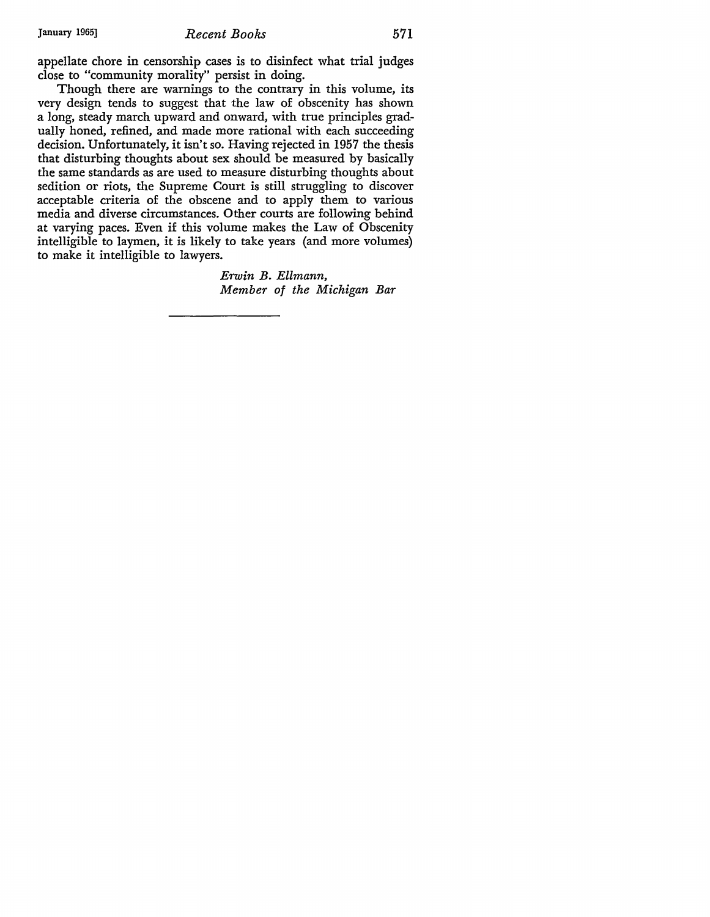appellate chore in censorship cases is to disinfect what trial judges close to "community morality" persist in doing.

Though there are warnings to the contrary in this volume, its very design tends to suggest that the law of obscenity has shown a long, steady march upward and onward, with true principles gradually honed, refined, and made more rational with each succeeding decision. Unfortunately, it isn't so. Having rejected in 1957 the thesis that disturbing thoughts about sex should be measured by basically the same standards as are used to measure disturbing thoughts about sedition or riots, the Supreme Court is still struggling to discover acceptable criteria of the obscene and to apply them to various media and diverse circumstances. Other courts are following behind at varying paces. Even if this volume makes the Law of Obscenity intelligible to laymen, it is likely to take years (and more volumes) to make it intelligible to lawyers.

*Erwin B. Ellmann,*
*Member of the Michigan Bar*